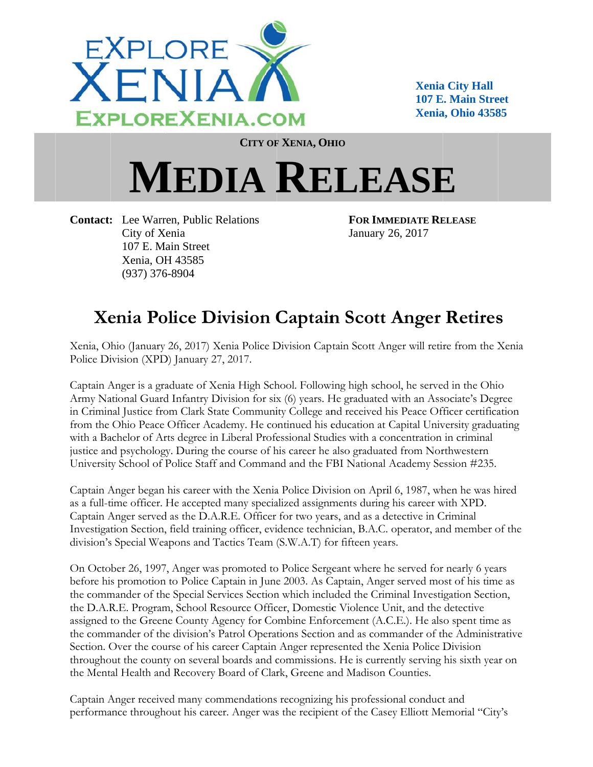EXPLORE XENIA
EXPLOREXENIA.COM

**Xenia City Hall**
**107 E. Main Street**
**Xenia, Ohio 43585**

**CITY OF XENIA, OHIO**

# MEDIA RELEASE

**Contact:** Lee Warren, Public Relations
City of Xenia
107 E. Main Street
Xenia, OH 43585
(937) 376-8904

**FOR IMMEDIATE RELEASE**
January 26, 2017

## Xenia Police Division Captain Scott Anger Retires

Xenia, Ohio (January 26, 2017) Xenia Police Division Captain Scott Anger will retire from the Xenia Police Division (XPD) January 27, 2017.

Captain Anger is a graduate of Xenia High School. Following high school, he served in the Ohio Army National Guard Infantry Division for six (6) years. He graduated with an Associate's Degree in Criminal Justice from Clark State Community College and received his Peace Officer certification from the Ohio Peace Officer Academy. He continued his education at Capital University graduating with a Bachelor of Arts degree in Liberal Professional Studies with a concentration in criminal justice and psychology. During the course of his career he also graduated from Northwestern University School of Police Staff and Command and the FBI National Academy Session #235.

Captain Anger began his career with the Xenia Police Division on April 6, 1987, when he was hired as a full-time officer. He accepted many specialized assignments during his career with XPD. Captain Anger served as the D.A.R.E. Officer for two years, and as a detective in Criminal Investigation Section, field training officer, evidence technician, B.A.C. operator, and member of the division's Special Weapons and Tactics Team (S.W.A.T) for fifteen years.

On October 26, 1997, Anger was promoted to Police Sergeant where he served for nearly 6 years before his promotion to Police Captain in June 2003. As Captain, Anger served most of his time as the commander of the Special Services Section which included the Criminal Investigation Section, the D.A.R.E. Program, School Resource Officer, Domestic Violence Unit, and the detective assigned to the Greene County Agency for Combine Enforcement (A.C.E.). He also spent time as the commander of the division's Patrol Operations Section and as commander of the Administrative Section. Over the course of his career Captain Anger represented the Xenia Police Division throughout the county on several boards and commissions. He is currently serving his sixth year on the Mental Health and Recovery Board of Clark, Greene and Madison Counties.

Captain Anger received many commendations recognizing his professional conduct and performance throughout his career. Anger was the recipient of the Casey Elliott Memorial "City's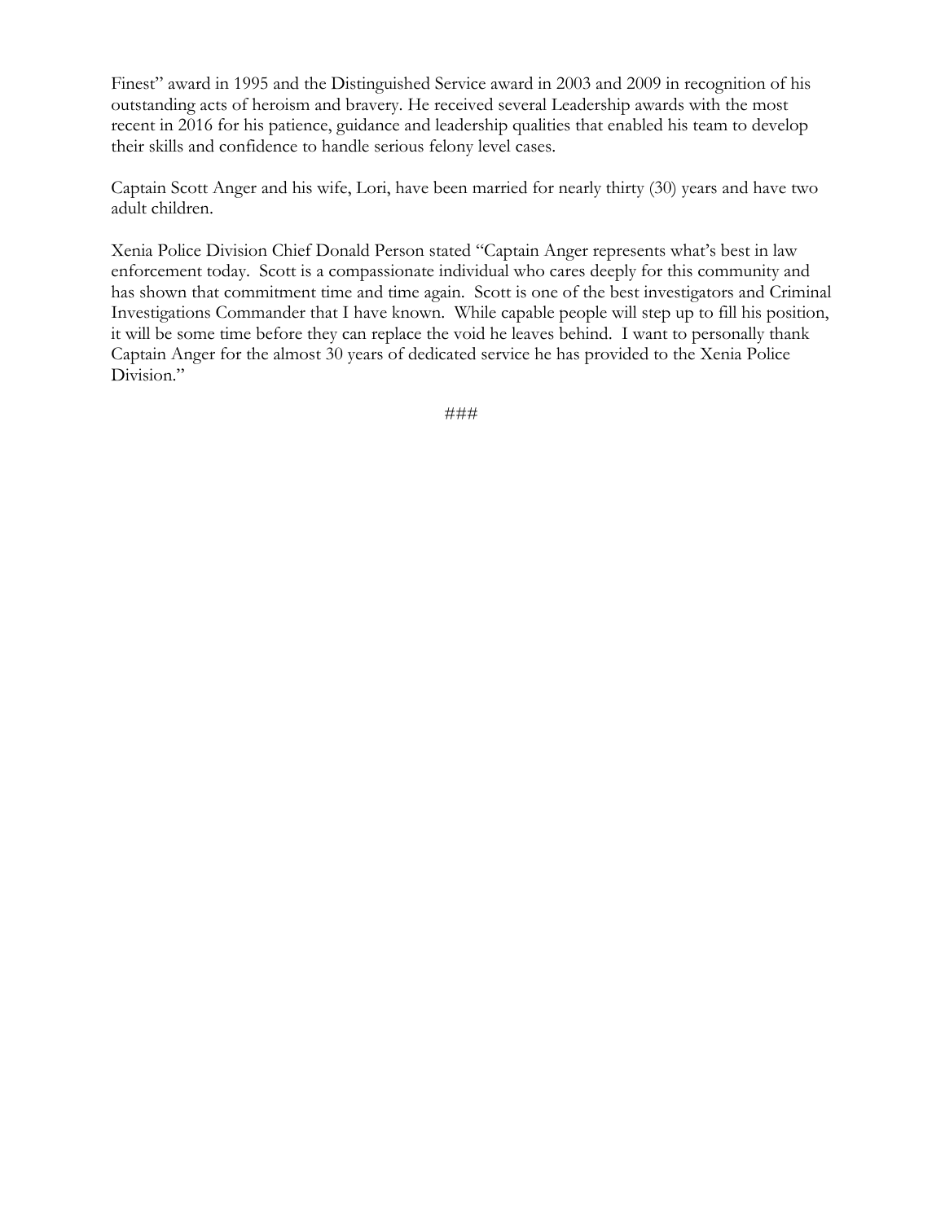Finest" award in 1995 and the Distinguished Service award in 2003 and 2009 in recognition of his outstanding acts of heroism and bravery. He received several Leadership awards with the most recent in 2016 for his patience, guidance and leadership qualities that enabled his team to develop their skills and confidence to handle serious felony level cases.

Captain Scott Anger and his wife, Lori, have been married for nearly thirty (30) years and have two adult children.

Xenia Police Division Chief Donald Person stated "Captain Anger represents what's best in law enforcement today. Scott is a compassionate individual who cares deeply for this community and has shown that commitment time and time again. Scott is one of the best investigators and Criminal Investigations Commander that I have known. While capable people will step up to fill his position, it will be some time before they can replace the void he leaves behind. I want to personally thank Captain Anger for the almost 30 years of dedicated service he has provided to the Xenia Police Division."

###